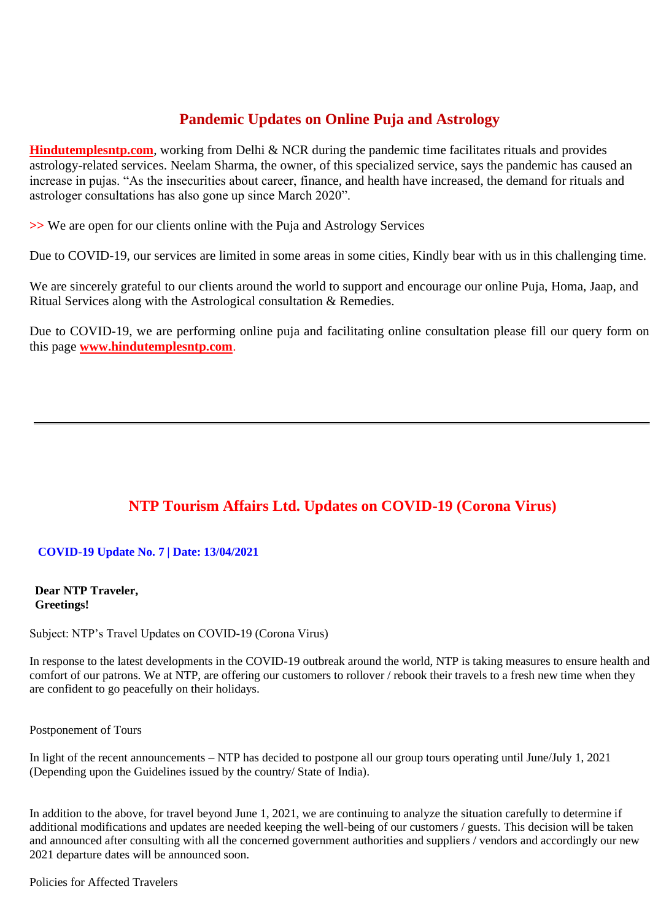## Pandemic Updates on Online Puja and Astrology

**Hindutemplesntp.com**, working from Delhi & NCR during the pandemic time facilitates rituals and provides astrology-related services. Neelam Sharma, the owner, of this specialized service, says the pandemic has caused an increase in pujas. “As the insecurities about career, finance, and health have increased, the demand for rituals and astrologer consultations has also gone up since March 2020”.

>> We are open for our clients online with the Puja and Astrology Services

Due to COVID-19, our services are limited in some areas in some cities, Kindly bear with us in this challenging time.

We are sincerely grateful to our clients around the world to support and encourage our online Puja, Homa, Jaap, and Ritual Services along with the Astrological consultation & Remedies.

Due to COVID-19, we are performing online puja and facilitating online consultation please fill our query form on this page **www.hindutemplesntp.com**.

---

## NTP Tourism Affairs Ltd. Updates on COVID-19 (Corona Virus)

**COVID-19 Update No. 7 | Date: 13/04/2021**

**Dear NTP Traveler,**
**Greetings!**

Subject: NTP’s Travel Updates on COVID-19 (Corona Virus)

In response to the latest developments in the COVID-19 outbreak around the world, NTP is taking measures to ensure health and comfort of our patrons. We at NTP, are offering our customers to rollover / rebook their travels to a fresh new time when they are confident to go peacefully on their holidays.

Postponement of Tours

In light of the recent announcements – NTP has decided to postpone all our group tours operating until June/July 1, 2021 (Depending upon the Guidelines issued by the country/ State of India).

In addition to the above, for travel beyond June 1, 2021, we are continuing to analyze the situation carefully to determine if additional modifications and updates are needed keeping the well-being of our customers / guests. This decision will be taken and announced after consulting with all the concerned government authorities and suppliers / vendors and accordingly our new 2021 departure dates will be announced soon.

Policies for Affected Travelers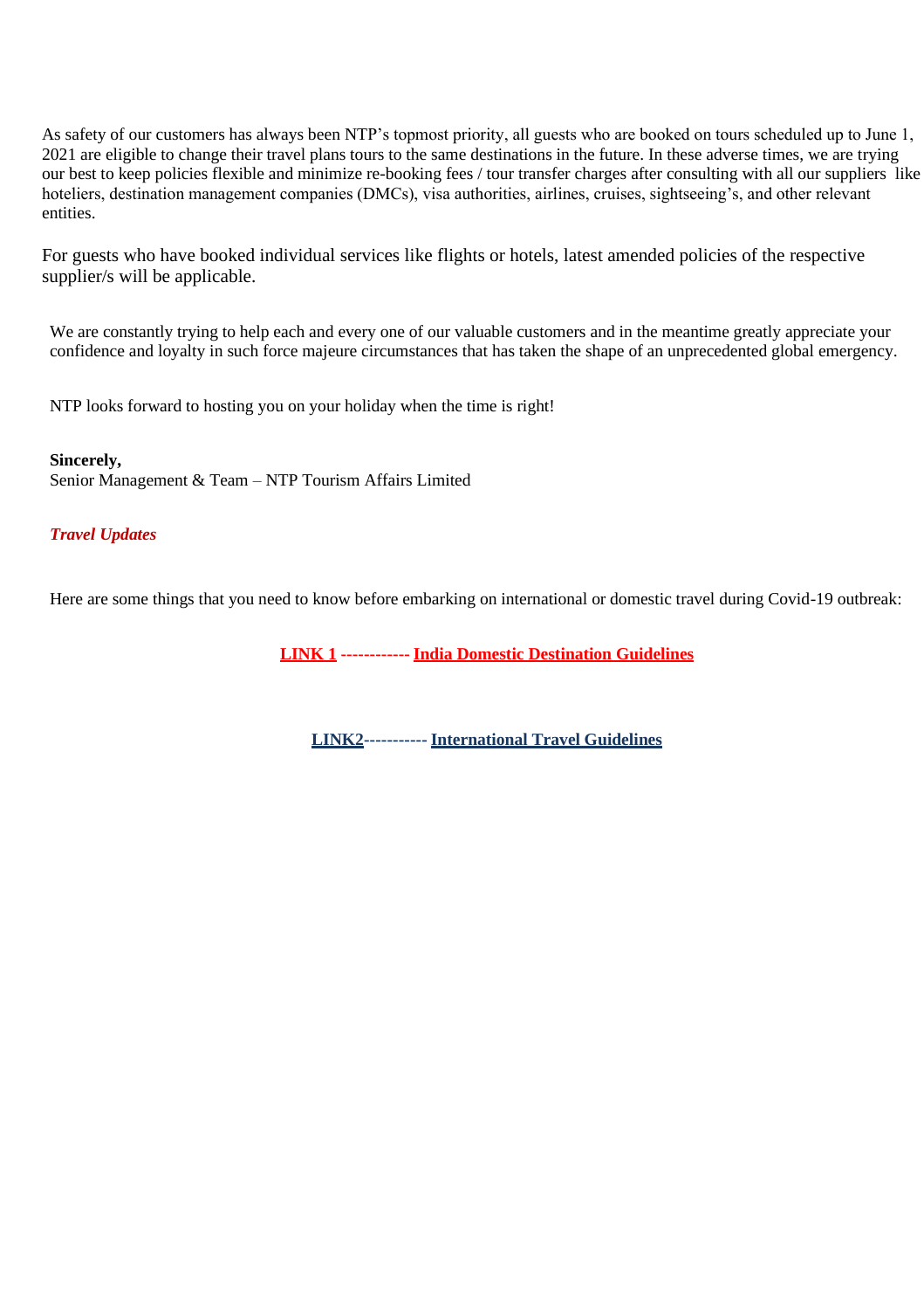As safety of our customers has always been NTP's topmost priority, all guests who are booked on tours scheduled up to June 1, 2021 are eligible to change their travel plans tours to the same destinations in the future. In these adverse times, we are trying our best to keep policies flexible and minimize re-booking fees / tour transfer charges after consulting with all our suppliers like hoteliers, destination management companies (DMCs), visa authorities, airlines, cruises, sightseeing's, and other relevant entities.

For guests who have booked individual services like flights or hotels, latest amended policies of the respective supplier/s will be applicable.

We are constantly trying to help each and every one of our valuable customers and in the meantime greatly appreciate your confidence and loyalty in such force majeure circumstances that has taken the shape of an unprecedented global emergency.

NTP looks forward to hosting you on your holiday when the time is right!

**Sincerely,**
Senior Management & Team – NTP Tourism Affairs Limited

***Travel Updates***

Here are some things that you need to know before embarking on international or domestic travel during Covid-19 outbreak:

**LINK 1 ------------ India Domestic Destination Guidelines**

**LINK2----------- International Travel Guidelines**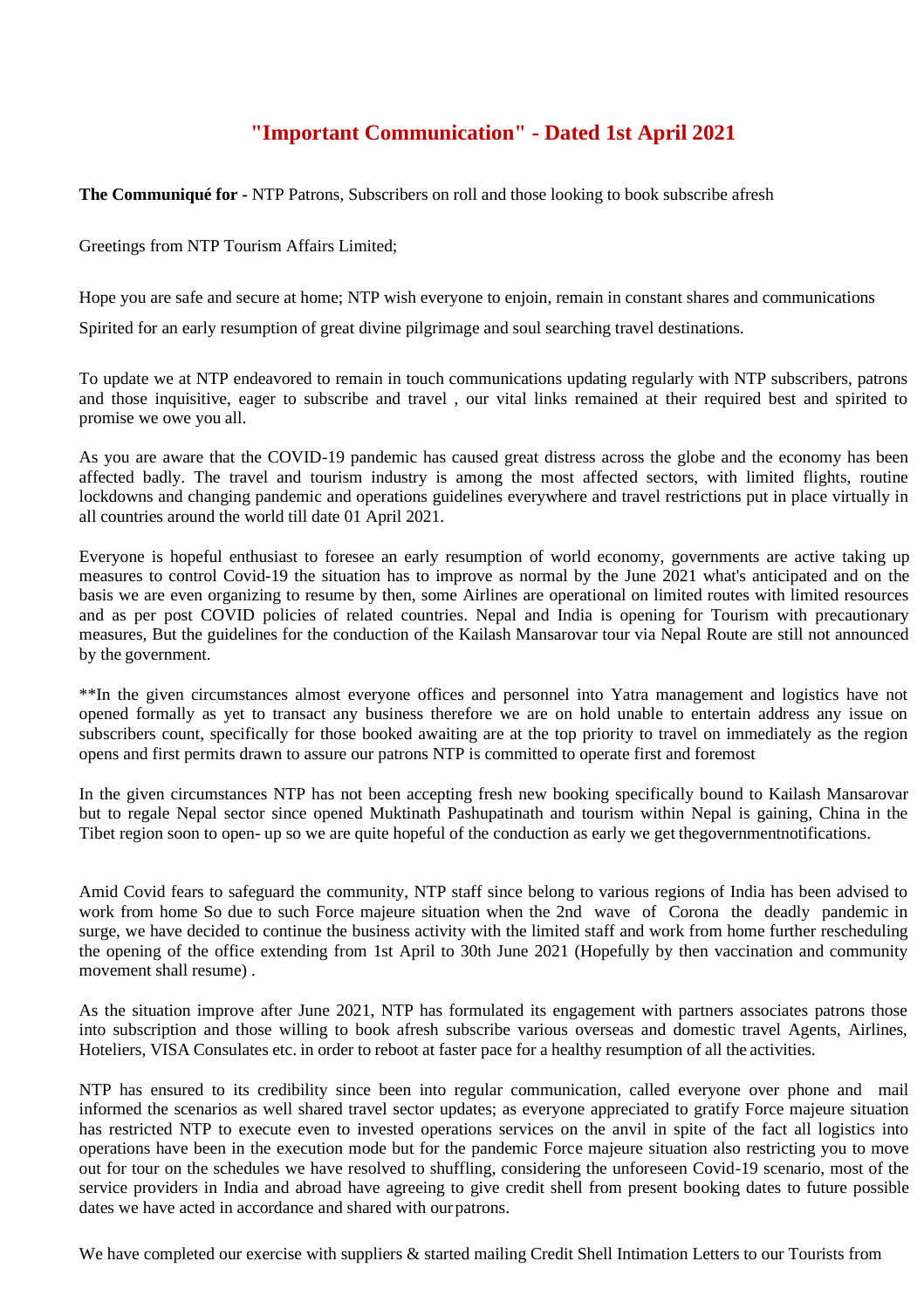# "Important Communication" - Dated 1st April 2021

**The Communiqué for -** NTP Patrons, Subscribers on roll and those looking to book subscribe afresh

Greetings from NTP Tourism Affairs Limited;

Hope you are safe and secure at home; NTP wish everyone to enjoin, remain in constant shares and communications

Spirited for an early resumption of great divine pilgrimage and soul searching travel destinations.

To update we at NTP endeavored to remain in touch communications updating regularly with NTP subscribers, patrons and those inquisitive, eager to subscribe and travel , our vital links remained at their required best and spirited to promise we owe you all.

As you are aware that the COVID-19 pandemic has caused great distress across the globe and the economy has been affected badly. The travel and tourism industry is among the most affected sectors, with limited flights, routine lockdowns and changing pandemic and operations guidelines everywhere and travel restrictions put in place virtually in all countries around the world till date 01 April 2021.

Everyone is hopeful enthusiast to foresee an early resumption of world economy, governments are active taking up measures to control Covid-19 the situation has to improve as normal by the June 2021 what's anticipated and on the basis we are even organizing to resume by then, some Airlines are operational on limited routes with limited resources and as per post COVID policies of related countries. Nepal and India is opening for Tourism with precautionary measures, But the guidelines for the conduction of the Kailash Mansarovar tour via Nepal Route are still not announced by the government.

**In the given circumstances almost everyone offices and personnel into Yatra management and logistics have not opened formally as yet to transact any business therefore we are on hold unable to entertain address any issue on subscribers count, specifically for those booked awaiting are at the top priority to travel on immediately as the region opens and first permits drawn to assure our patrons NTP is committed to operate first and foremost

In the given circumstances NTP has not been accepting fresh new booking specifically bound to Kailash Mansarovar but to regale Nepal sector since opened Muktinath Pashupatinath and tourism within Nepal is gaining, China in the Tibet region soon to open- up so we are quite hopeful of the conduction as early we get thegovernmentnotifications.

Amid Covid fears to safeguard the community, NTP staff since belong to various regions of India has been advised to work from home So due to such Force majeure situation when the 2nd wave of Corona the deadly pandemic in surge, we have decided to continue the business activity with the limited staff and work from home further rescheduling the opening of the office extending from 1st April to 30th June 2021 (Hopefully by then vaccination and community movement shall resume) .

As the situation improve after June 2021, NTP has formulated its engagement with partners associates patrons those into subscription and those willing to book afresh subscribe various overseas and domestic travel Agents, Airlines, Hoteliers, VISA Consulates etc. in order to reboot at faster pace for a healthy resumption of all the activities.

NTP has ensured to its credibility since been into regular communication, called everyone over phone and mail informed the scenarios as well shared travel sector updates; as everyone appreciated to gratify Force majeure situation has restricted NTP to execute even to invested operations services on the anvil in spite of the fact all logistics into operations have been in the execution mode but for the pandemic Force majeure situation also restricting you to move out for tour on the schedules we have resolved to shuffling, considering the unforeseen Covid-19 scenario, most of the service providers in India and abroad have agreeing to give credit shell from present booking dates to future possible dates we have acted in accordance and shared with our patrons.

We have completed our exercise with suppliers & started mailing Credit Shell Intimation Letters to our Tourists from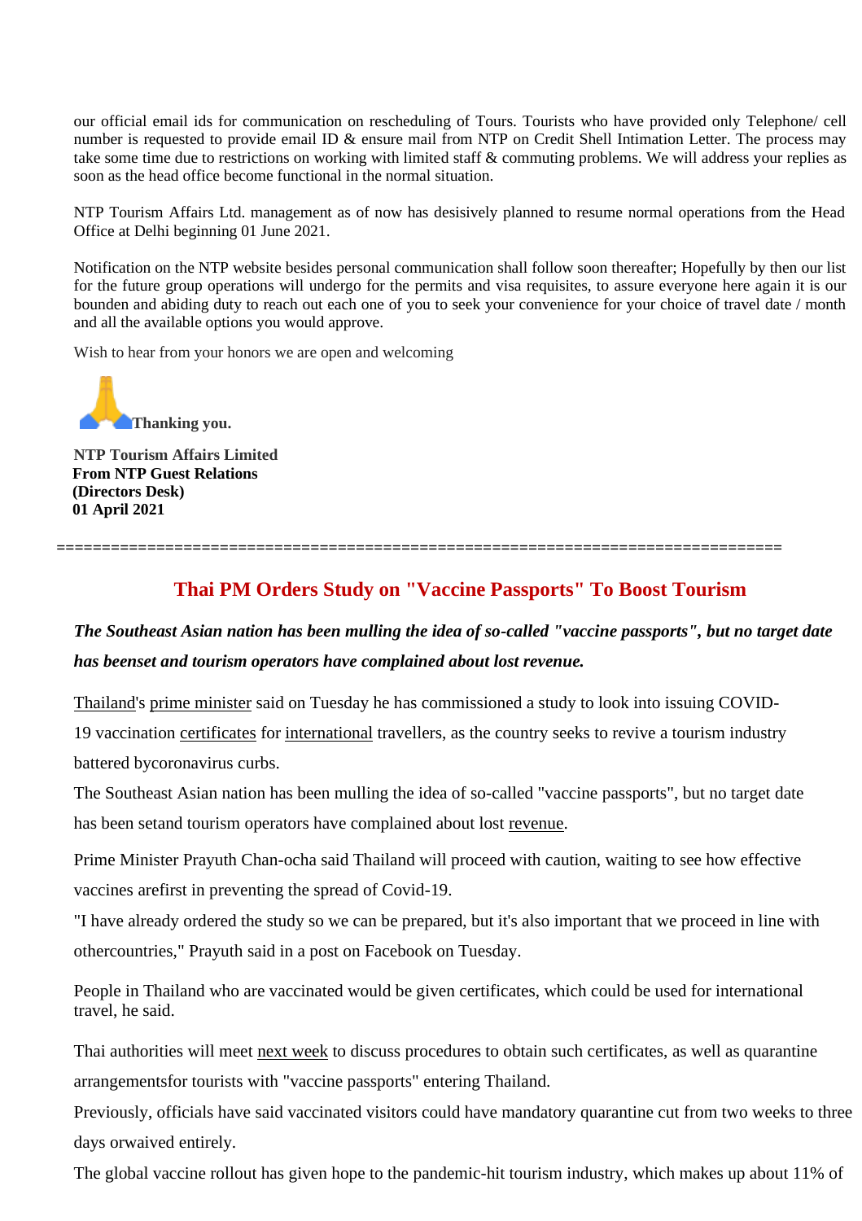our official email ids for communication on rescheduling of Tours. Tourists who have provided only Telephone/ cell number is requested to provide email ID & ensure mail from NTP on Credit Shell Intimation Letter. The process may take some time due to restrictions on working with limited staff & commuting problems. We will address your replies as soon as the head office become functional in the normal situation.

NTP Tourism Affairs Ltd. management as of now has desisively planned to resume normal operations from the Head Office at Delhi beginning 01 June 2021.

Notification on the NTP website besides personal communication shall follow soon thereafter; Hopefully by then our list for the future group operations will undergo for the permits and visa requisites, to assure everyone here again it is our bounden and abiding duty to reach out each one of you to seek your convenience for your choice of travel date / month and all the available options you would approve.

Wish to hear from your honors we are open and welcoming

🙏**Thanking you.**

**NTP Tourism Affairs Limited**
**From NTP Guest Relations**
**(Directors Desk)**
**01 April 2021**

================================================================================

## Thai PM Orders Study on "Vaccine Passports" To Boost Tourism

***The Southeast Asian nation has been mulling the idea of so-called "vaccine passports", but no target date has beenset and tourism operators have complained about lost revenue.***

Thailand's prime minister said on Tuesday he has commissioned a study to look into issuing COVID-19 vaccination certificates for international travellers, as the country seeks to revive a tourism industry battered bycoronavirus curbs.

The Southeast Asian nation has been mulling the idea of so-called "vaccine passports", but no target date has been setand tourism operators have complained about lost revenue.

Prime Minister Prayuth Chan-ocha said Thailand will proceed with caution, waiting to see how effective vaccines arefirst in preventing the spread of Covid-19.

"I have already ordered the study so we can be prepared, but it's also important that we proceed in line with othercountries," Prayuth said in a post on Facebook on Tuesday.

People in Thailand who are vaccinated would be given certificates, which could be used for international travel, he said.

Thai authorities will meet next week to discuss procedures to obtain such certificates, as well as quarantine arrangementsfor tourists with "vaccine passports" entering Thailand.

Previously, officials have said vaccinated visitors could have mandatory quarantine cut from two weeks to three days orwaived entirely.

The global vaccine rollout has given hope to the pandemic-hit tourism industry, which makes up about 11% of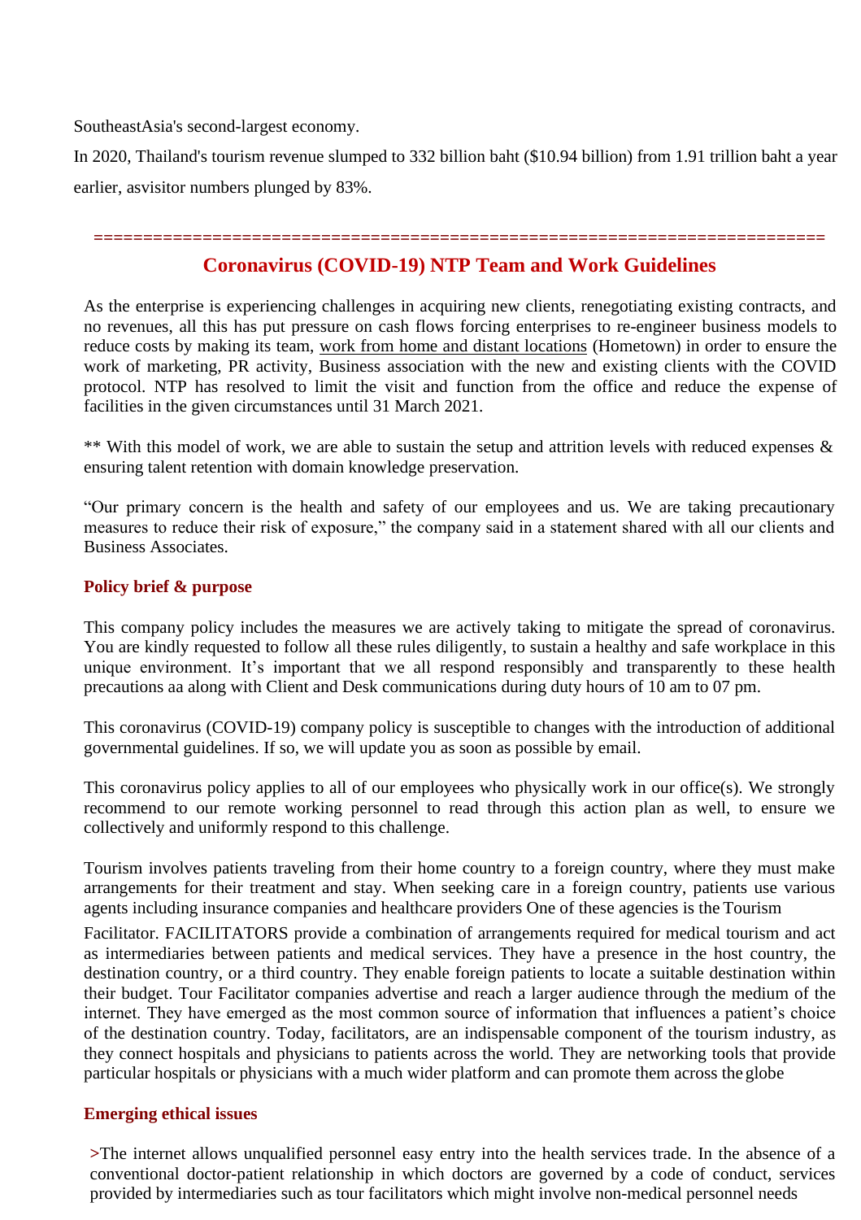SoutheastAsia's second-largest economy.

In 2020, Thailand's tourism revenue slumped to 332 billion baht ($10.94 billion) from 1.91 trillion baht a year earlier, asvisitor numbers plunged by 83%.

==========================================================================

## Coronavirus (COVID-19) NTP Team and Work Guidelines

As the enterprise is experiencing challenges in acquiring new clients, renegotiating existing contracts, and no revenues, all this has put pressure on cash flows forcing enterprises to re-engineer business models to reduce costs by making its team, work from home and distant locations (Hometown) in order to ensure the work of marketing, PR activity, Business association with the new and existing clients with the COVID protocol. NTP has resolved to limit the visit and function from the office and reduce the expense of facilities in the given circumstances until 31 March 2021.

** With this model of work, we are able to sustain the setup and attrition levels with reduced expenses & ensuring talent retention with domain knowledge preservation.

"Our primary concern is the health and safety of our employees and us. We are taking precautionary measures to reduce their risk of exposure," the company said in a statement shared with all our clients and Business Associates.

### Policy brief & purpose

This company policy includes the measures we are actively taking to mitigate the spread of coronavirus. You are kindly requested to follow all these rules diligently, to sustain a healthy and safe workplace in this unique environment. It's important that we all respond responsibly and transparently to these health precautions aa along with Client and Desk communications during duty hours of 10 am to 07 pm.

This coronavirus (COVID-19) company policy is susceptible to changes with the introduction of additional governmental guidelines. If so, we will update you as soon as possible by email.

This coronavirus policy applies to all of our employees who physically work in our office(s). We strongly recommend to our remote working personnel to read through this action plan as well, to ensure we collectively and uniformly respond to this challenge.

Tourism involves patients traveling from their home country to a foreign country, where they must make arrangements for their treatment and stay. When seeking care in a foreign country, patients use various agents including insurance companies and healthcare providers One of these agencies is the Tourism Facilitator. FACILITATORS provide a combination of arrangements required for medical tourism and act as intermediaries between patients and medical services. They have a presence in the host country, the destination country, or a third country. They enable foreign patients to locate a suitable destination within their budget. Tour Facilitator companies advertise and reach a larger audience through the medium of the internet. They have emerged as the most common source of information that influences a patient's choice of the destination country. Today, facilitators, are an indispensable component of the tourism industry, as they connect hospitals and physicians to patients across the world. They are networking tools that provide particular hospitals or physicians with a much wider platform and can promote them across the globe

### Emerging ethical issues

>The internet allows unqualified personnel easy entry into the health services trade. In the absence of a conventional doctor-patient relationship in which doctors are governed by a code of conduct, services provided by intermediaries such as tour facilitators which might involve non-medical personnel needs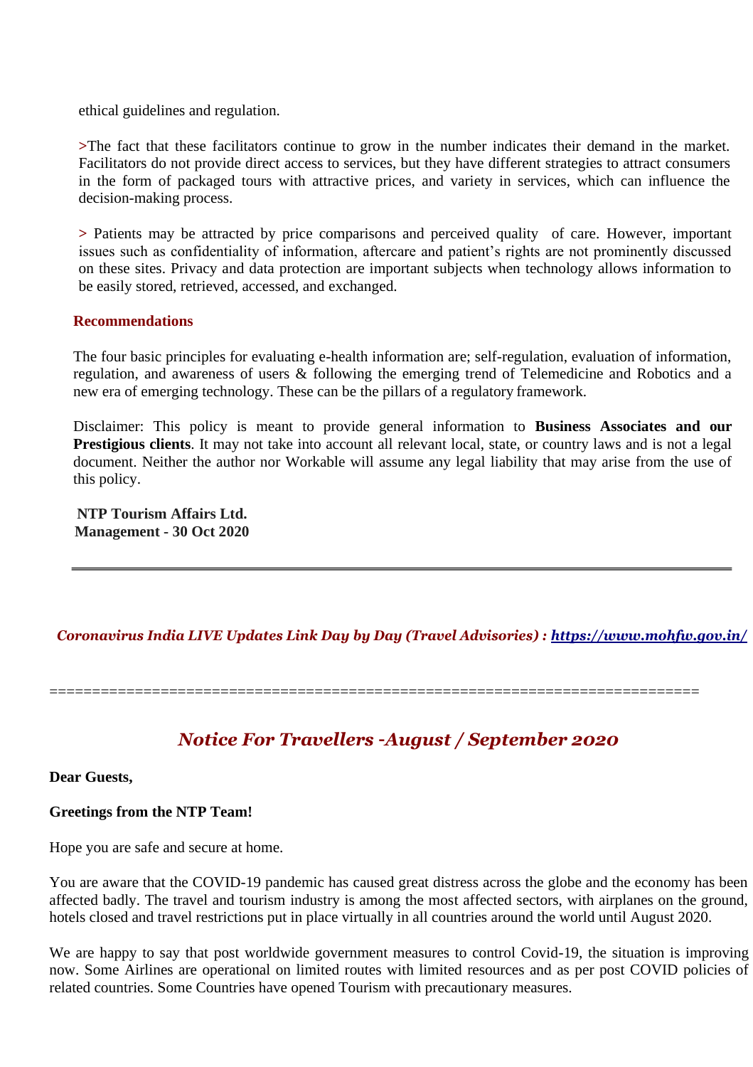ethical guidelines and regulation.

>The fact that these facilitators continue to grow in the number indicates their demand in the market. Facilitators do not provide direct access to services, but they have different strategies to attract consumers in the form of packaged tours with attractive prices, and variety in services, which can influence the decision-making process.

> Patients may be attracted by price comparisons and perceived quality of care. However, important issues such as confidentiality of information, aftercare and patient's rights are not prominently discussed on these sites. Privacy and data protection are important subjects when technology allows information to be easily stored, retrieved, accessed, and exchanged.

**Recommendations**

The four basic principles for evaluating e-health information are; self-regulation, evaluation of information, regulation, and awareness of users & following the emerging trend of Telemedicine and Robotics and a new era of emerging technology. These can be the pillars of a regulatory framework.

Disclaimer: This policy is meant to provide general information to **Business Associates and our Prestigious clients**. It may not take into account all relevant local, state, or country laws and is not a legal document. Neither the author nor Workable will assume any legal liability that may arise from the use of this policy.

**NTP Tourism Affairs Ltd.**
**Management - 30 Oct 2020**

---

***Coronavirus India LIVE Updates Link Day by Day (Travel Advisories) : [https://www.mohfw.gov.in/](https://www.mohfw.gov.in/)***

==========================================================================

## *Notice For Travellers -August / September 2020*

**Dear Guests,**

**Greetings from the NTP Team!**

Hope you are safe and secure at home.

You are aware that the COVID-19 pandemic has caused great distress across the globe and the economy has been affected badly. The travel and tourism industry is among the most affected sectors, with airplanes on the ground, hotels closed and travel restrictions put in place virtually in all countries around the world until August 2020.

We are happy to say that post worldwide government measures to control Covid-19, the situation is improving now. Some Airlines are operational on limited routes with limited resources and as per post COVID policies of related countries. Some Countries have opened Tourism with precautionary measures.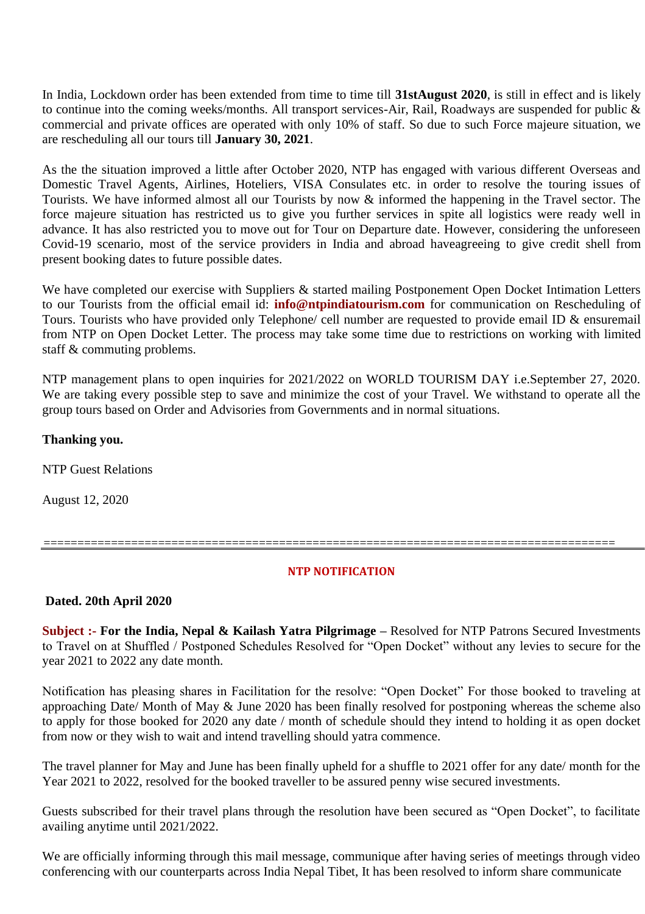In India, Lockdown order has been extended from time to time till **31stAugust 2020**, is still in effect and is likely to continue into the coming weeks/months. All transport services-Air, Rail, Roadways are suspended for public & commercial and private offices are operated with only 10% of staff. So due to such Force majeure situation, we are rescheduling all our tours till **January 30, 2021**.

As the the situation improved a little after October 2020, NTP has engaged with various different Overseas and Domestic Travel Agents, Airlines, Hoteliers, VISA Consulates etc. in order to resolve the touring issues of Tourists. We have informed almost all our Tourists by now & informed the happening in the Travel sector. The force majeure situation has restricted us to give you further services in spite all logistics were ready well in advance. It has also restricted you to move out for Tour on Departure date. However, considering the unforeseen Covid-19 scenario, most of the service providers in India and abroad haveagreeing to give credit shell from present booking dates to future possible dates.

We have completed our exercise with Suppliers & started mailing Postponement Open Docket Intimation Letters to our Tourists from the official email id: **info@ntpindiatourism.com** for communication on Rescheduling of Tours. Tourists who have provided only Telephone/ cell number are requested to provide email ID & ensuremail from NTP on Open Docket Letter. The process may take some time due to restrictions on working with limited staff & commuting problems.

NTP management plans to open inquiries for 2021/2022 on WORLD TOURISM DAY i.e.September 27, 2020. We are taking every possible step to save and minimize the cost of your Travel. We withstand to operate all the group tours based on Order and Advisories from Governments and in normal situations.

**Thanking you.**

NTP Guest Relations

August 12, 2020

===================================================================================

**NTP NOTIFICATION**

**Dated. 20th April 2020**

**Subject :- For the India, Nepal & Kailash Yatra Pilgrimage –** Resolved for NTP Patrons Secured Investments to Travel on at Shuffled / Postponed Schedules Resolved for "Open Docket" without any levies to secure for the year 2021 to 2022 any date month.

Notification has pleasing shares in Facilitation for the resolve: "Open Docket" For those booked to traveling at approaching Date/ Month of May & June 2020 has been finally resolved for postponing whereas the scheme also to apply for those booked for 2020 any date / month of schedule should they intend to holding it as open docket from now or they wish to wait and intend travelling should yatra commence.

The travel planner for May and June has been finally upheld for a shuffle to 2021 offer for any date/ month for the Year 2021 to 2022, resolved for the booked traveller to be assured penny wise secured investments.

Guests subscribed for their travel plans through the resolution have been secured as "Open Docket", to facilitate availing anytime until 2021/2022.

We are officially informing through this mail message, communique after having series of meetings through video conferencing with our counterparts across India Nepal Tibet, It has been resolved to inform share communicate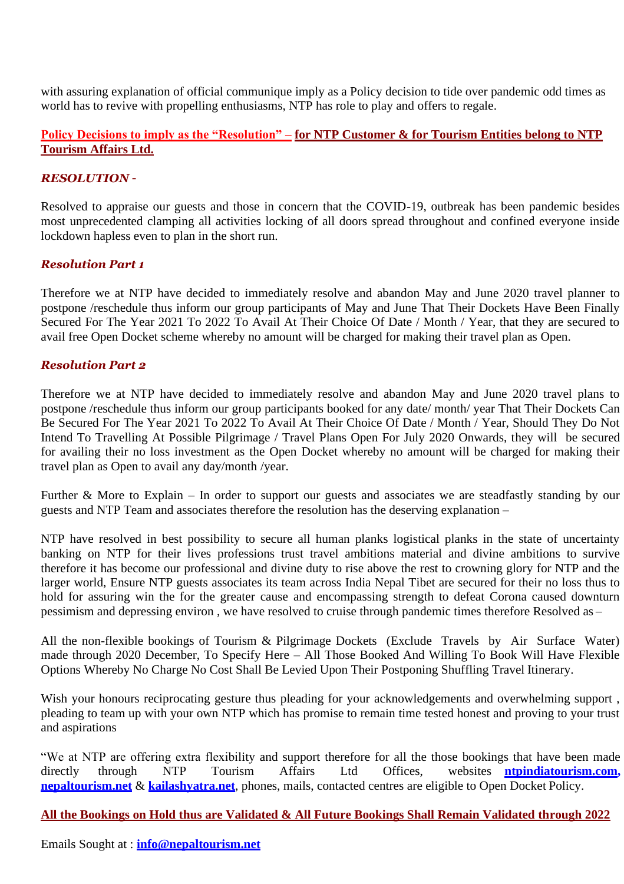with assuring explanation of official communique imply as a Policy decision to tide over pandemic odd times as world has to revive with propelling enthusiasms, NTP has role to play and offers to regale.

**Policy Decisions to imply as the "Resolution" – for NTP Customer & for Tourism Entities belong to NTP Tourism Affairs Ltd.**

### *RESOLUTION -*

Resolved to appraise our guests and those in concern that the COVID-19, outbreak has been pandemic besides most unprecedented clamping all activities locking of all doors spread throughout and confined everyone inside lockdown hapless even to plan in the short run.

### *Resolution Part 1*

Therefore we at NTP have decided to immediately resolve and abandon May and June 2020 travel planner to postpone /reschedule thus inform our group participants of May and June That Their Dockets Have Been Finally Secured For The Year 2021 To 2022 To Avail At Their Choice Of Date / Month / Year, that they are secured to avail free Open Docket scheme whereby no amount will be charged for making their travel plan as Open.

### *Resolution Part 2*

Therefore we at NTP have decided to immediately resolve and abandon May and June 2020 travel plans to postpone /reschedule thus inform our group participants booked for any date/ month/ year That Their Dockets Can Be Secured For The Year 2021 To 2022 To Avail At Their Choice Of Date / Month / Year, Should They Do Not Intend To Travelling At Possible Pilgrimage / Travel Plans Open For July 2020 Onwards, they will be secured for availing their no loss investment as the Open Docket whereby no amount will be charged for making their travel plan as Open to avail any day/month /year.

Further & More to Explain – In order to support our guests and associates we are steadfastly standing by our guests and NTP Team and associates therefore the resolution has the deserving explanation –

NTP have resolved in best possibility to secure all human planks logistical planks in the state of uncertainty banking on NTP for their lives professions trust travel ambitions material and divine ambitions to survive therefore it has become our professional and divine duty to rise above the rest to crowning glory for NTP and the larger world, Ensure NTP guests associates its team across India Nepal Tibet are secured for their no loss thus to hold for assuring win the for the greater cause and encompassing strength to defeat Corona caused downturn pessimism and depressing environ , we have resolved to cruise through pandemic times therefore Resolved as –

All the non-flexible bookings of Tourism & Pilgrimage Dockets (Exclude Travels by Air Surface Water) made through 2020 December, To Specify Here – All Those Booked And Willing To Book Will Have Flexible Options Whereby No Charge No Cost Shall Be Levied Upon Their Postponing Shuffling Travel Itinerary.

Wish your honours reciprocating gesture thus pleading for your acknowledgements and overwhelming support , pleading to team up with your own NTP which has promise to remain time tested honest and proving to your trust and aspirations

"We at NTP are offering extra flexibility and support therefore for all the those bookings that have been made directly through NTP Tourism Affairs Ltd Offices, websites **ntpindiatourism.com**, **nepaltourism.net** & **kailashyatra.net**, phones, mails, contacted centres are eligible to Open Docket Policy.

**All the Bookings on Hold thus are Validated & All Future Bookings Shall Remain Validated through 2022**

Emails Sought at : **info@nepaltourism.net**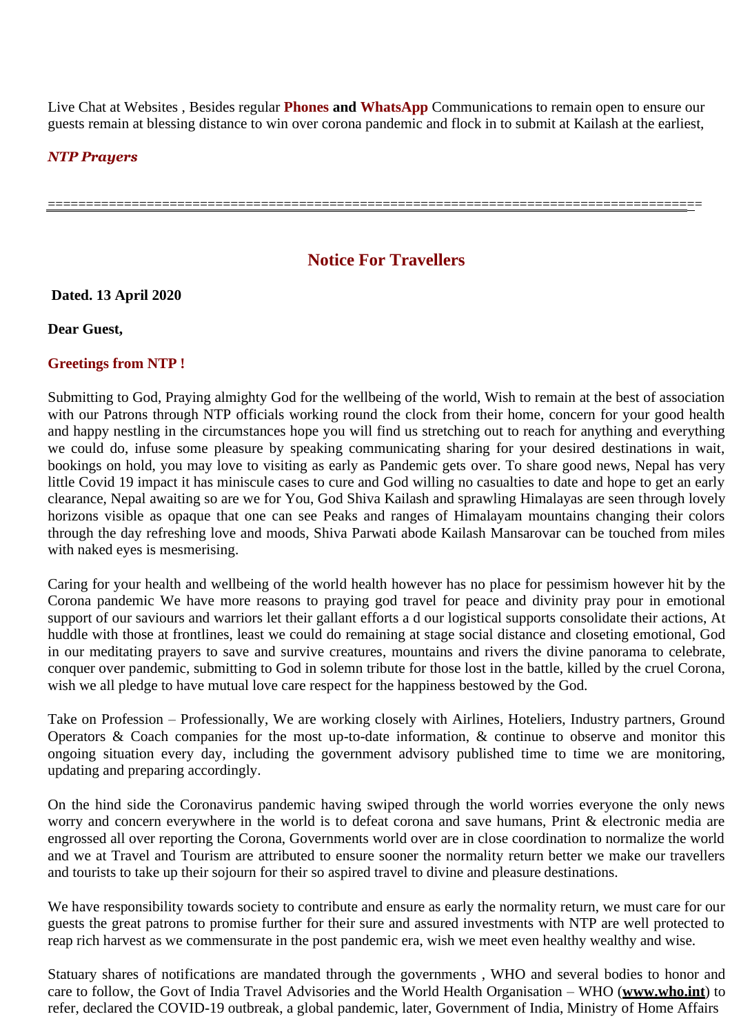Live Chat at Websites , Besides regular **Phones and WhatsApp** Communications to remain open to ensure our guests remain at blessing distance to win over corona pandemic and flock in to submit at Kailash at the earliest,

***NTP Prayers***

---

## Notice For Travellers

**Dated. 13 April 2020**

**Dear Guest,**

**Greetings from NTP !**

Submitting to God, Praying almighty God for the wellbeing of the world, Wish to remain at the best of association with our Patrons through NTP officials working round the clock from their home, concern for your good health and happy nestling in the circumstances hope you will find us stretching out to reach for anything and everything we could do, infuse some pleasure by speaking communicating sharing for your desired destinations in wait, bookings on hold, you may love to visiting as early as Pandemic gets over. To share good news, Nepal has very little Covid 19 impact it has miniscule cases to cure and God willing no casualties to date and hope to get an early clearance, Nepal awaiting so are we for You, God Shiva Kailash and sprawling Himalayas are seen through lovely horizons visible as opaque that one can see Peaks and ranges of Himalayam mountains changing their colors through the day refreshing love and moods, Shiva Parwati abode Kailash Mansarovar can be touched from miles with naked eyes is mesmerising.

Caring for your health and wellbeing of the world health however has no place for pessimism however hit by the Corona pandemic We have more reasons to praying god travel for peace and divinity pray pour in emotional support of our saviours and warriors let their gallant efforts a d our logistical supports consolidate their actions, At huddle with those at frontlines, least we could do remaining at stage social distance and closeting emotional, God in our meditating prayers to save and survive creatures, mountains and rivers the divine panorama to celebrate, conquer over pandemic, submitting to God in solemn tribute for those lost in the battle, killed by the cruel Corona, wish we all pledge to have mutual love care respect for the happiness bestowed by the God.

Take on Profession – Professionally, We are working closely with Airlines, Hoteliers, Industry partners, Ground Operators & Coach companies for the most up-to-date information, & continue to observe and monitor this ongoing situation every day, including the government advisory published time to time we are monitoring, updating and preparing accordingly.

On the hind side the Coronavirus pandemic having swiped through the world worries everyone the only news worry and concern everywhere in the world is to defeat corona and save humans, Print & electronic media are engrossed all over reporting the Corona, Governments world over are in close coordination to normalize the world and we at Travel and Tourism are attributed to ensure sooner the normality return better we make our travellers and tourists to take up their sojourn for their so aspired travel to divine and pleasure destinations.

We have responsibility towards society to contribute and ensure as early the normality return, we must care for our guests the great patrons to promise further for their sure and assured investments with NTP are well protected to reap rich harvest as we commensurate in the post pandemic era, wish we meet even healthy wealthy and wise.

Statuary shares of notifications are mandated through the governments , WHO and several bodies to honor and care to follow, the Govt of India Travel Advisories and the World Health Organisation – WHO (**www.who.int**) to refer, declared the COVID-19 outbreak, a global pandemic, later, Government of India, Ministry of Home Affairs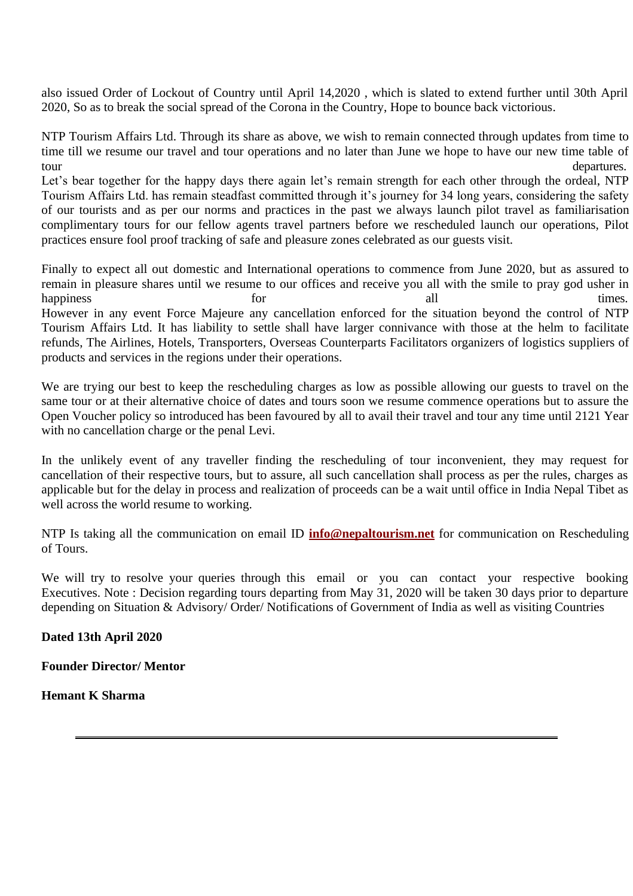also issued Order of Lockout of Country until April 14,2020 , which is slated to extend further until 30th April 2020, So as to break the social spread of the Corona in the Country, Hope to bounce back victorious.

NTP Tourism Affairs Ltd. Through its share as above, we wish to remain connected through updates from time to time till we resume our travel and tour operations and no later than June we hope to have our new time table of tour departures.
Let's bear together for the happy days there again let's remain strength for each other through the ordeal, NTP Tourism Affairs Ltd. has remain steadfast committed through it's journey for 34 long years, considering the safety of our tourists and as per our norms and practices in the past we always launch pilot travel as familiarisation complimentary tours for our fellow agents travel partners before we rescheduled launch our operations, Pilot practices ensure fool proof tracking of safe and pleasure zones celebrated as our guests visit.

Finally to expect all out domestic and International operations to commence from June 2020, but as assured to remain in pleasure shares until we resume to our offices and receive you all with the smile to pray god usher in happiness for all times.
However in any event Force Majeure any cancellation enforced for the situation beyond the control of NTP Tourism Affairs Ltd. It has liability to settle shall have larger connivance with those at the helm to facilitate refunds, The Airlines, Hotels, Transporters, Overseas Counterparts Facilitators organizers of logistics suppliers of products and services in the regions under their operations.

We are trying our best to keep the rescheduling charges as low as possible allowing our guests to travel on the same tour or at their alternative choice of dates and tours soon we resume commence operations but to assure the Open Voucher policy so introduced has been favoured by all to avail their travel and tour any time until 2121 Year with no cancellation charge or the penal Levi.

In the unlikely event of any traveller finding the rescheduling of tour inconvenient, they may request for cancellation of their respective tours, but to assure, all such cancellation shall process as per the rules, charges as applicable but for the delay in process and realization of proceeds can be a wait until office in India Nepal Tibet as well across the world resume to working.

NTP Is taking all the communication on email ID **info@nepaltourism.net** for communication on Rescheduling of Tours.

We will try to resolve your queries through this email or you can contact your respective booking Executives. Note : Decision regarding tours departing from May 31, 2020 will be taken 30 days prior to departure depending on Situation & Advisory/ Order/ Notifications of Government of India as well as visiting Countries

**Dated 13th April 2020**

**Founder Director/ Mentor**

**Hemant K Sharma**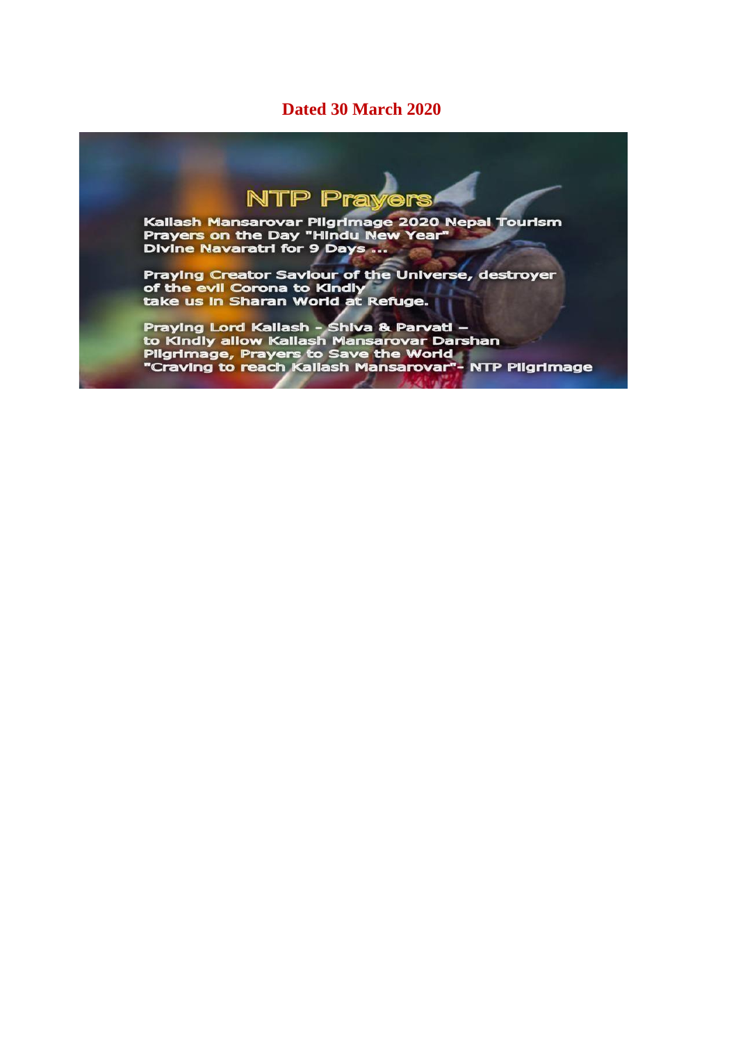**Dated 30 March 2020**

## NTP Prayers

Kailash Mansarovar Pilgrimage 2020 Nepal Tourism
Prayers on the Day "Hindu New Year"
Divine Navaratri for 9 Days ...

Praying Creator Saviour of the Universe, destroyer of the evil Corona to Kindly take us in Sharan World at Refuge.

Praying Lord Kailash - Shiva & Parvati – to Kindly allow Kailash Mansarovar Darshan Pilgrimage, Prayers to Save the World
"Craving to reach Kailash Mansarovar"- NTP Pilgrimage